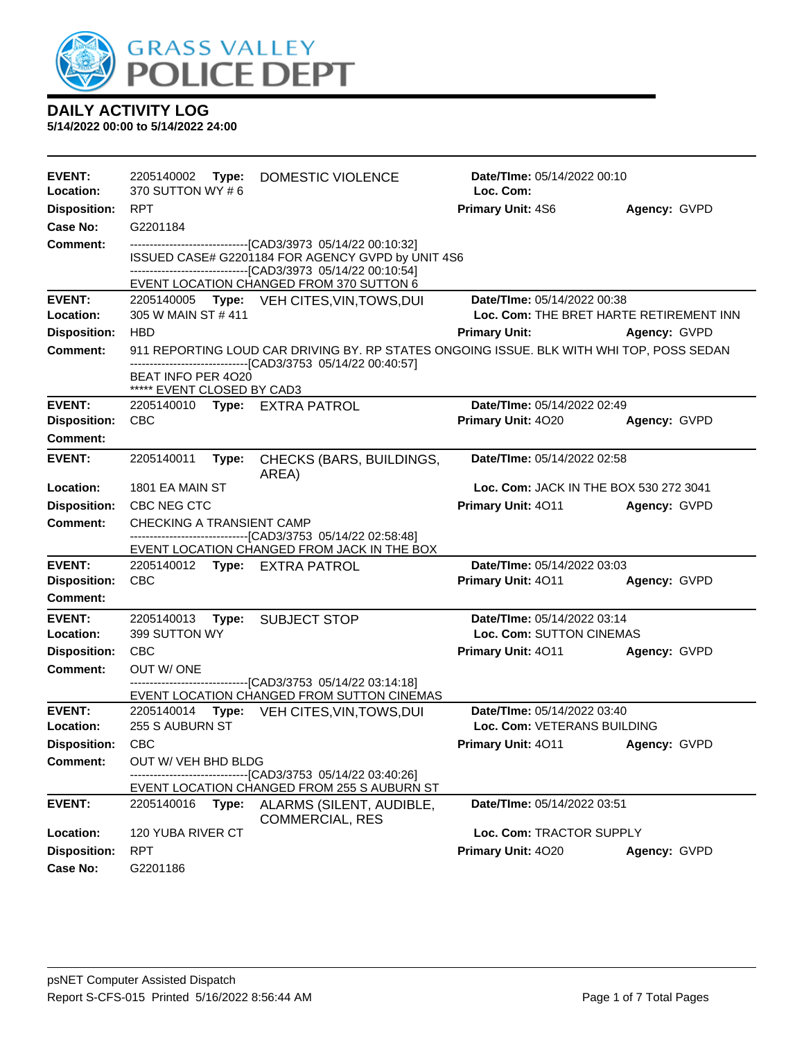# DAILY ACTIVITY LOG

**5/14/2022 00:00 to 5/14/2022 24:00**

---

**EVENT:** 2205140002 **Type:** DOMESTIC VIOLENCE **Date/TIme:** 05/14/2022 00:10
**Location:** 370 SUTTON WY # 6 **Loc. Com:**
**Disposition:** RPT **Primary Unit:** 4S6 **Agency:** GVPD
**Case No:** G2201184
**Comment:**
------------------------------[CAD3/3973 05/14/22 00:10:32]
ISSUED CASE# G2201184 FOR AGENCY GVPD by UNIT 4S6
------------------------------[CAD3/3973 05/14/22 00:10:54]
EVENT LOCATION CHANGED FROM 370 SUTTON 6

---

**EVENT:** 2205140005 **Type:** VEH CITES,VIN,TOWS,DUI **Date/TIme:** 05/14/2022 00:38
**Location:** 305 W MAIN ST # 411 **Loc. Com:** THE BRET HARTE RETIREMENT INN
**Disposition:** HBD **Primary Unit:** **Agency:** GVPD
**Comment:** 911 REPORTING LOUD CAR DRIVING BY. RP STATES ONGOING ISSUE. BLK WITH WHI TOP, POSS SEDAN
------------------------------[CAD3/3753 05/14/22 00:40:57]
BEAT INFO PER 4O20
***** EVENT CLOSED BY CAD3

---

**EVENT:** 2205140010 **Type:** EXTRA PATROL **Date/TIme:** 05/14/2022 02:49
**Disposition:** CBC **Primary Unit:** 4O20 **Agency:** GVPD
**Comment:**

---

**EVENT:** 2205140011 **Type:** CHECKS (BARS, BUILDINGS, AREA) **Date/TIme:** 05/14/2022 02:58
**Location:** 1801 EA MAIN ST **Loc. Com:** JACK IN THE BOX 530 272 3041
**Disposition:** CBC NEG CTC **Primary Unit:** 4O11 **Agency:** GVPD
**Comment:** CHECKING A TRANSIENT CAMP
------------------------------[CAD3/3753 05/14/22 02:58:48]
EVENT LOCATION CHANGED FROM JACK IN THE BOX

---

**EVENT:** 2205140012 **Type:** EXTRA PATROL **Date/TIme:** 05/14/2022 03:03
**Disposition:** CBC **Primary Unit:** 4O11 **Agency:** GVPD
**Comment:**

---

**EVENT:** 2205140013 **Type:** SUBJECT STOP **Date/TIme:** 05/14/2022 03:14
**Location:** 399 SUTTON WY **Loc. Com:** SUTTON CINEMAS
**Disposition:** CBC **Primary Unit:** 4O11 **Agency:** GVPD
**Comment:** OUT W/ ONE
------------------------------[CAD3/3753 05/14/22 03:14:18]
EVENT LOCATION CHANGED FROM SUTTON CINEMAS

---

**EVENT:** 2205140014 **Type:** VEH CITES,VIN,TOWS,DUI **Date/TIme:** 05/14/2022 03:40
**Location:** 255 S AUBURN ST **Loc. Com:** VETERANS BUILDING
**Disposition:** CBC **Primary Unit:** 4O11 **Agency:** GVPD
**Comment:** OUT W/ VEH BHD BLDG
------------------------------[CAD3/3753 05/14/22 03:40:26]
EVENT LOCATION CHANGED FROM 255 S AUBURN ST

---

**EVENT:** 2205140016 **Type:** ALARMS (SILENT, AUDIBLE, COMMERCIAL, RES **Date/TIme:** 05/14/2022 03:51
**Location:** 120 YUBA RIVER CT **Loc. Com:** TRACTOR SUPPLY
**Disposition:** RPT **Primary Unit:** 4O20 **Agency:** GVPD
**Case No:** G2201186

psNET Computer Assisted Dispatch
Report S-CFS-015 Printed 5/16/2022 8:56:44 AM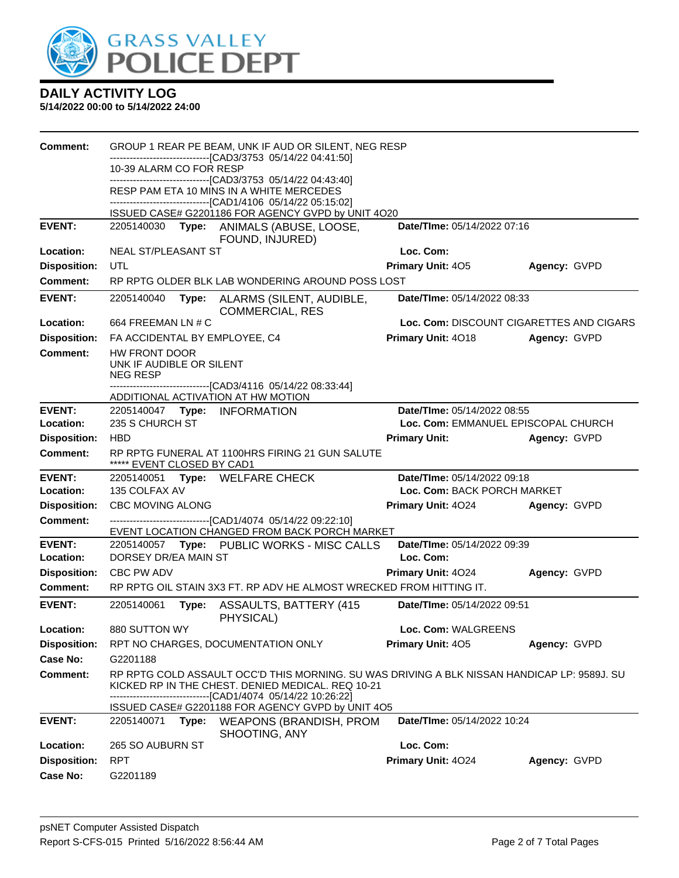# DAILY ACTIVITY LOG

**5/14/2022 00:00 to 5/14/2022 24:00**

| | | | |
|---|---|---|---|
| **Comment:** | GROUP 1 REAR PE BEAM, UNK IF AUD OR SILENT, NEG RESP<br>------------------------------[CAD3/3753 05/14/22 04:41:50]<br>10-39 ALARM CO FOR RESP<br>------------------------------[CAD3/3753 05/14/22 04:43:40]<br>RESP PAM ETA 10 MINS IN A WHITE MERCEDES<br>------------------------------[CAD1/4106 05/14/22 05:15:02]<br>ISSUED CASE# G2201186 FOR AGENCY GVPD by UNIT 4O20 | | |
| **EVENT:** | 2205140030 **Type:** ANIMALS (ABUSE, LOOSE, FOUND, INJURED) | **Date/TIme:** 05/14/2022 07:16 | |
| **Location:** | NEAL ST/PLEASANT ST | **Loc. Com:** | |
| **Disposition:** | UTL | **Primary Unit:** 4O5 | **Agency:** GVPD |
| **Comment:** | RP RPTG OLDER BLK LAB WONDERING AROUND POSS LOST | | |
| **EVENT:** | 2205140040 **Type:** ALARMS (SILENT, AUDIBLE, COMMERCIAL, RES | **Date/TIme:** 05/14/2022 08:33 | |
| **Location:** | 664 FREEMAN LN # C | **Loc. Com:** DISCOUNT CIGARETTES AND CIGARS | |
| **Disposition:** | FA ACCIDENTAL BY EMPLOYEE, C4 | **Primary Unit:** 4O18 | **Agency:** GVPD |
| **Comment:** | HW FRONT DOOR<br>UNK IF AUDIBLE OR SILENT<br>NEG RESP<br>------------------------------[CAD3/4116 05/14/22 08:33:44]<br>ADDITIONAL ACTIVATION AT HW MOTION | | |
| **EVENT:** | 2205140047 **Type:** INFORMATION | **Date/TIme:** 05/14/2022 08:55 | |
| **Location:** | 235 S CHURCH ST | **Loc. Com:** EMMANUEL EPISCOPAL CHURCH | |
| **Disposition:** | HBD | **Primary Unit:** | **Agency:** GVPD |
| **Comment:** | RP RPTG FUNERAL AT 1100HRS FIRING 21 GUN SALUTE<br>***** EVENT CLOSED BY CAD1 | | |
| **EVENT:** | 2205140051 **Type:** WELFARE CHECK | **Date/TIme:** 05/14/2022 09:18 | |
| **Location:** | 135 COLFAX AV | **Loc. Com:** BACK PORCH MARKET | |
| **Disposition:** | CBC MOVING ALONG | **Primary Unit:** 4O24 | **Agency:** GVPD |
| **Comment:** | ------------------------------[CAD1/4074 05/14/22 09:22:10]<br>EVENT LOCATION CHANGED FROM BACK PORCH MARKET | | |
| **EVENT:** | 2205140057 **Type:** PUBLIC WORKS - MISC CALLS | **Date/TIme:** 05/14/2022 09:39 | |
| **Location:** | DORSEY DR/EA MAIN ST | **Loc. Com:** | |
| **Disposition:** | CBC PW ADV | **Primary Unit:** 4O24 | **Agency:** GVPD |
| **Comment:** | RP RPTG OIL STAIN 3X3 FT. RP ADV HE ALMOST WRECKED FROM HITTING IT. | | |
| **EVENT:** | 2205140061 **Type:** ASSAULTS, BATTERY (415 PHYSICAL) | **Date/TIme:** 05/14/2022 09:51 | |
| **Location:** | 880 SUTTON WY | **Loc. Com:** WALGREENS | |
| **Disposition:** | RPT NO CHARGES, DOCUMENTATION ONLY | **Primary Unit:** 4O5 | **Agency:** GVPD |
| **Case No:** | G2201188 | | |
| **Comment:** | RP RPTG COLD ASSAULT OCC'D THIS MORNING. SU WAS DRIVING A BLK NISSAN HANDICAP LP: 9589J. SU KICKED RP IN THE CHEST. DENIED MEDICAL. REQ 10-21<br>------------------------------[CAD1/4074 05/14/22 10:26:22]<br>ISSUED CASE# G2201188 FOR AGENCY GVPD by UNIT 4O5 | | |
| **EVENT:** | 2205140071 **Type:** WEAPONS (BRANDISH, PROM SHOOTING, ANY | **Date/TIme:** 05/14/2022 10:24 | |
| **Location:** | 265 SO AUBURN ST | **Loc. Com:** | |
| **Disposition:** | RPT | **Primary Unit:** 4O24 | **Agency:** GVPD |
| **Case No:** | G2201189 | | |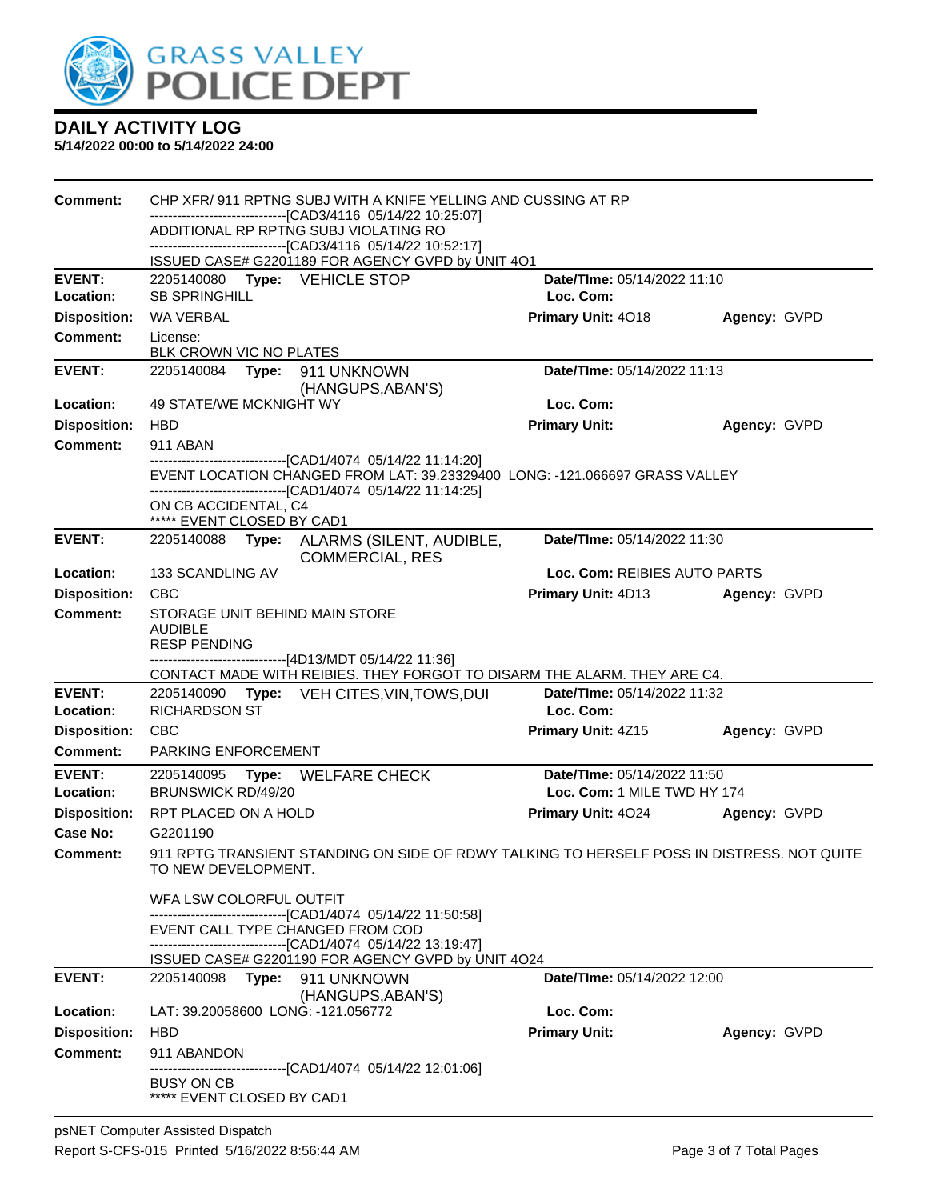# DAILY ACTIVITY LOG

**5/14/2022 00:00 to 5/14/2022 24:00**

**Comment:** CHP XFR/ 911 RPTNG SUBJ WITH A KNIFE YELLING AND CUSSING AT RP
------------------------------[CAD3/4116 05/14/22 10:25:07]
ADDITIONAL RP RPTNG SUBJ VIOLATING RO
------------------------------[CAD3/4116 05/14/22 10:52:17]
ISSUED CASE# G2201189 FOR AGENCY GVPD by UNIT 4O1

---

**EVENT:** 2205140080 **Type:** VEHICLE STOP | **Date/TIme:** 05/14/2022 11:10
**Location:** SB SPRINGHILL | **Loc. Com:**
**Disposition:** WA VERBAL | **Primary Unit:** 4O18 | **Agency:** GVPD
**Comment:** License:
BLK CROWN VIC NO PLATES

---

**EVENT:** 2205140084 **Type:** 911 UNKNOWN (HANGUPS,ABAN'S) | **Date/TIme:** 05/14/2022 11:13
**Location:** 49 STATE/WE MCKNIGHT WY | **Loc. Com:**
**Disposition:** HBD | **Primary Unit:** | **Agency:** GVPD
**Comment:** 911 ABAN
------------------------------[CAD1/4074 05/14/22 11:14:20]
EVENT LOCATION CHANGED FROM LAT: 39.23329400 LONG: -121.066697 GRASS VALLEY
------------------------------[CAD1/4074 05/14/22 11:14:25]
ON CB ACCIDENTAL, C4
***** EVENT CLOSED BY CAD1

---

**EVENT:** 2205140088 **Type:** ALARMS (SILENT, AUDIBLE, COMMERCIAL, RES | **Date/TIme:** 05/14/2022 11:30
**Location:** 133 SCANDLING AV | **Loc. Com:** REIBIES AUTO PARTS
**Disposition:** CBC | **Primary Unit:** 4D13 | **Agency:** GVPD
**Comment:** STORAGE UNIT BEHIND MAIN STORE
AUDIBLE
RESP PENDING
------------------------------[4D13/MDT 05/14/22 11:36]
CONTACT MADE WITH REIBIES. THEY FORGOT TO DISARM THE ALARM. THEY ARE C4.

---

**EVENT:** 2205140090 **Type:** VEH CITES,VIN,TOWS,DUI | **Date/TIme:** 05/14/2022 11:32
**Location:** RICHARDSON ST | **Loc. Com:**
**Disposition:** CBC | **Primary Unit:** 4Z15 | **Agency:** GVPD
**Comment:** PARKING ENFORCEMENT

---

**EVENT:** 2205140095 **Type:** WELFARE CHECK | **Date/TIme:** 05/14/2022 11:50
**Location:** BRUNSWICK RD/49/20 | **Loc. Com:** 1 MILE TWD HY 174
**Disposition:** RPT PLACED ON A HOLD | **Primary Unit:** 4O24 | **Agency:** GVPD
**Case No:** G2201190
**Comment:** 911 RPTG TRANSIENT STANDING ON SIDE OF RDWY TALKING TO HERSELF POSS IN DISTRESS. NOT QUITE TO NEW DEVELOPMENT.

WFA LSW COLORFUL OUTFIT
------------------------------[CAD1/4074 05/14/22 11:50:58]
EVENT CALL TYPE CHANGED FROM COD
------------------------------[CAD1/4074 05/14/22 13:19:47]
ISSUED CASE# G2201190 FOR AGENCY GVPD by UNIT 4O24

---

**EVENT:** 2205140098 **Type:** 911 UNKNOWN (HANGUPS,ABAN'S) | **Date/TIme:** 05/14/2022 12:00
**Location:** LAT: 39.20058600 LONG: -121.056772 | **Loc. Com:**
**Disposition:** HBD | **Primary Unit:** | **Agency:** GVPD
**Comment:** 911 ABANDON
------------------------------[CAD1/4074 05/14/22 12:01:06]
BUSY ON CB
***** EVENT CLOSED BY CAD1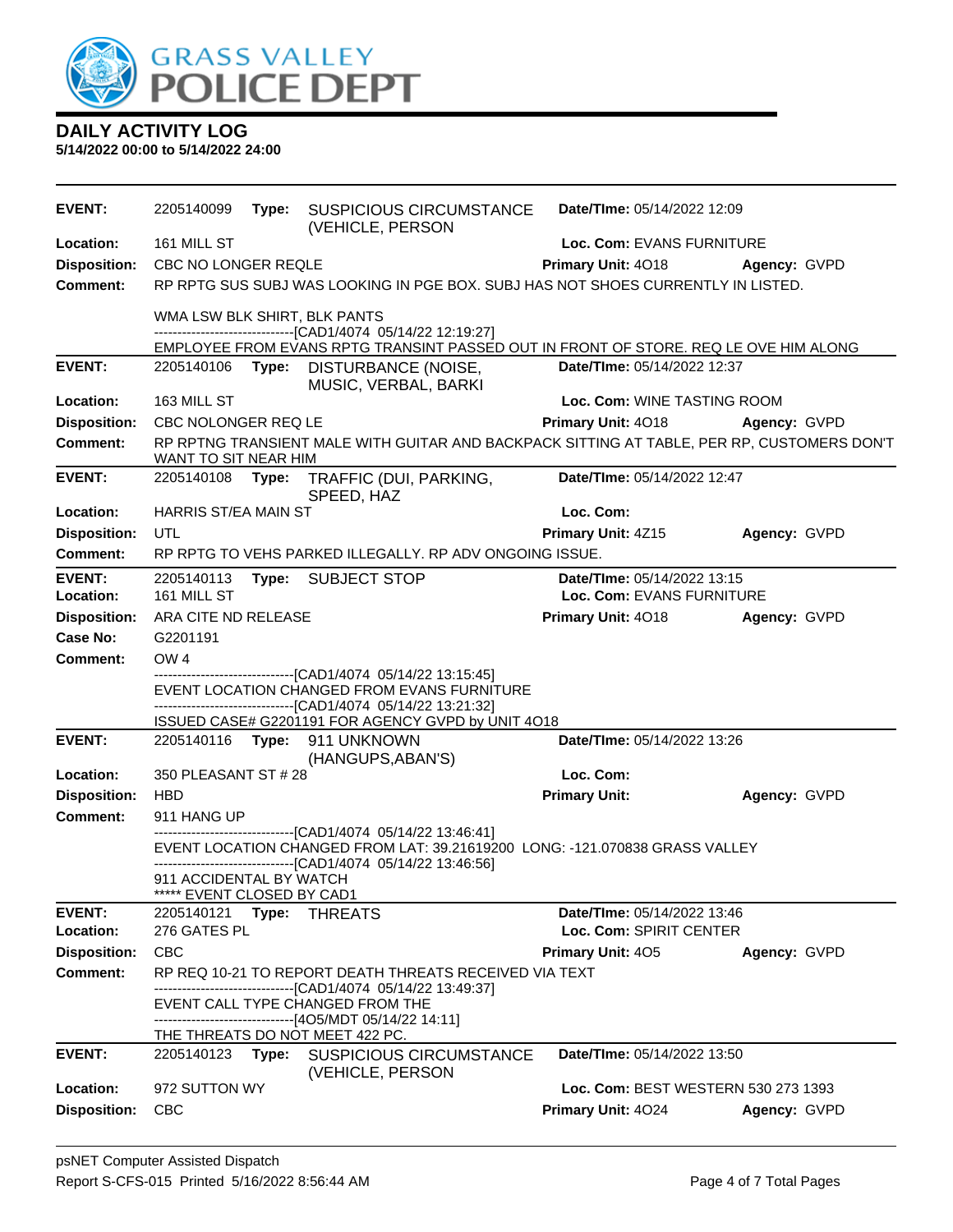# DAILY ACTIVITY LOG

**5/14/2022 00:00 to 5/14/2022 24:00**

---

**EVENT:** 2205140099 **Type:** SUSPICIOUS CIRCUMSTANCE (VEHICLE, PERSON **Date/TIme:** 05/14/2022 12:09

**Location:** 161 MILL ST **Loc. Com:** EVANS FURNITURE

**Disposition:** CBC NO LONGER REQLE **Primary Unit:** 4O18 **Agency:** GVPD

**Comment:** RP RPTG SUS SUBJ WAS LOOKING IN PGE BOX. SUBJ HAS NOT SHOES CURRENTLY IN LISTED.

WMA LSW BLK SHIRT, BLK PANTS

------------------------------[CAD1/4074 05/14/22 12:19:27]

EMPLOYEE FROM EVANS RPTG TRANSINT PASSED OUT IN FRONT OF STORE. REQ LE OVE HIM ALONG

---

**EVENT:** 2205140106 **Type:** DISTURBANCE (NOISE, MUSIC, VERBAL, BARKI **Date/TIme:** 05/14/2022 12:37

**Location:** 163 MILL ST **Loc. Com:** WINE TASTING ROOM

**Disposition:** CBC NOLONGER REQ LE **Primary Unit:** 4O18 **Agency:** GVPD

**Comment:** RP RPTNG TRANSIENT MALE WITH GUITAR AND BACKPACK SITTING AT TABLE, PER RP, CUSTOMERS DON'T WANT TO SIT NEAR HIM

---

**EVENT:** 2205140108 **Type:** TRAFFIC (DUI, PARKING, SPEED, HAZ **Date/TIme:** 05/14/2022 12:47

**Location:** HARRIS ST/EA MAIN ST **Loc. Com:**

**Disposition:** UTL **Primary Unit:** 4Z15 **Agency:** GVPD

**Comment:** RP RPTG TO VEHS PARKED ILLEGALLY. RP ADV ONGOING ISSUE.

---

**EVENT:** 2205140113 **Type:** SUBJECT STOP **Date/TIme:** 05/14/2022 13:15

**Location:** 161 MILL ST **Loc. Com:** EVANS FURNITURE

**Disposition:** ARA CITE ND RELEASE **Primary Unit:** 4O18 **Agency:** GVPD

**Case No:** G2201191

**Comment:** OW 4

------------------------------[CAD1/4074 05/14/22 13:15:45]

EVENT LOCATION CHANGED FROM EVANS FURNITURE

------------------------------[CAD1/4074 05/14/22 13:21:32]

ISSUED CASE# G2201191 FOR AGENCY GVPD by UNIT 4O18

---

**EVENT:** 2205140116 **Type:** 911 UNKNOWN (HANGUPS,ABAN'S) **Date/TIme:** 05/14/2022 13:26

**Location:** 350 PLEASANT ST # 28 **Loc. Com:**

**Disposition:** HBD **Primary Unit:** **Agency:** GVPD

**Comment:** 911 HANG UP

------------------------------[CAD1/4074 05/14/22 13:46:41]

EVENT LOCATION CHANGED FROM LAT: 39.21619200 LONG: -121.070838 GRASS VALLEY

------------------------------[CAD1/4074 05/14/22 13:46:56]

911 ACCIDENTAL BY WATCH

***** EVENT CLOSED BY CAD1

---

**EVENT:** 2205140121 **Type:** THREATS **Date/TIme:** 05/14/2022 13:46

**Location:** 276 GATES PL **Loc. Com:** SPIRIT CENTER

**Disposition:** CBC **Primary Unit:** 4O5 **Agency:** GVPD

**Comment:** RP REQ 10-21 TO REPORT DEATH THREATS RECEIVED VIA TEXT

------------------------------[CAD1/4074 05/14/22 13:49:37]

EVENT CALL TYPE CHANGED FROM THE

------------------------------[4O5/MDT 05/14/22 14:11]

THE THREATS DO NOT MEET 422 PC.

---

**EVENT:** 2205140123 **Type:** SUSPICIOUS CIRCUMSTANCE (VEHICLE, PERSON **Date/TIme:** 05/14/2022 13:50

**Location:** 972 SUTTON WY **Loc. Com:** BEST WESTERN 530 273 1393

**Disposition:** CBC **Primary Unit:** 4O24 **Agency:** GVPD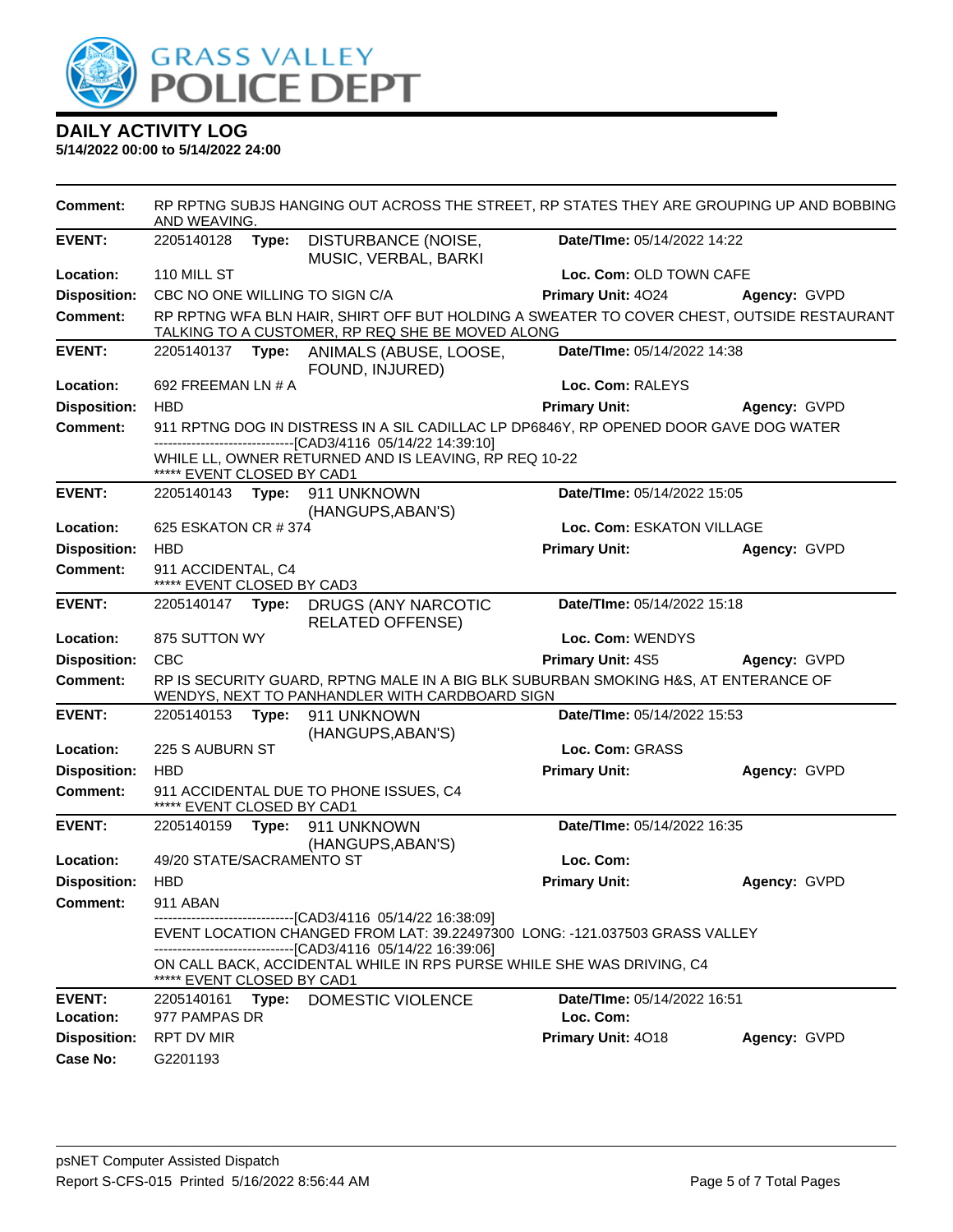# GRASS VALLEY POLICE DEPT

## DAILY ACTIVITY LOG

**5/14/2022 00:00 to 5/14/2022 24:00**

**Comment:** RP RPTNG SUBJS HANGING OUT ACROSS THE STREET, RP STATES THEY ARE GROUPING UP AND BOBBING AND WEAVING.

---

**EVENT:** 2205140128 **Type:** DISTURBANCE (NOISE, MUSIC, VERBAL, BARKI **Date/TIme:** 05/14/2022 14:22
**Location:** 110 MILL ST **Loc. Com:** OLD TOWN CAFE
**Disposition:** CBC NO ONE WILLING TO SIGN C/A **Primary Unit:** 4O24 **Agency:** GVPD
**Comment:** RP RPTNG WFA BLN HAIR, SHIRT OFF BUT HOLDING A SWEATER TO COVER CHEST, OUTSIDE RESTAURANT TALKING TO A CUSTOMER, RP REQ SHE BE MOVED ALONG

---

**EVENT:** 2205140137 **Type:** ANIMALS (ABUSE, LOOSE, FOUND, INJURED) **Date/TIme:** 05/14/2022 14:38
**Location:** 692 FREEMAN LN # A **Loc. Com:** RALEYS
**Disposition:** HBD **Primary Unit:** **Agency:** GVPD
**Comment:** 911 RPTNG DOG IN DISTRESS IN A SIL CADILLAC LP DP6846Y, RP OPENED DOOR GAVE DOG WATER
-------------------------------[CAD3/4116 05/14/22 14:39:10]
WHILE LL, OWNER RETURNED AND IS LEAVING, RP REQ 10-22
***** EVENT CLOSED BY CAD1

---

**EVENT:** 2205140143 **Type:** 911 UNKNOWN (HANGUPS,ABAN'S) **Date/TIme:** 05/14/2022 15:05
**Location:** 625 ESKATON CR # 374 **Loc. Com:** ESKATON VILLAGE
**Disposition:** HBD **Primary Unit:** **Agency:** GVPD
**Comment:** 911 ACCIDENTAL, C4
***** EVENT CLOSED BY CAD3

---

**EVENT:** 2205140147 **Type:** DRUGS (ANY NARCOTIC RELATED OFFENSE) **Date/TIme:** 05/14/2022 15:18
**Location:** 875 SUTTON WY **Loc. Com:** WENDYS
**Disposition:** CBC **Primary Unit:** 4S5 **Agency:** GVPD
**Comment:** RP IS SECURITY GUARD, RPTNG MALE IN A BIG BLK SUBURBAN SMOKING H&S, AT ENTERANCE OF WENDYS, NEXT TO PANHANDLER WITH CARDBOARD SIGN

---

**EVENT:** 2205140153 **Type:** 911 UNKNOWN (HANGUPS,ABAN'S) **Date/TIme:** 05/14/2022 15:53
**Location:** 225 S AUBURN ST **Loc. Com:** GRASS
**Disposition:** HBD **Primary Unit:** **Agency:** GVPD
**Comment:** 911 ACCIDENTAL DUE TO PHONE ISSUES, C4
***** EVENT CLOSED BY CAD1

---

**EVENT:** 2205140159 **Type:** 911 UNKNOWN (HANGUPS,ABAN'S) **Date/TIme:** 05/14/2022 16:35
**Location:** 49/20 STATE/SACRAMENTO ST **Loc. Com:**
**Disposition:** HBD **Primary Unit:** **Agency:** GVPD
**Comment:** 911 ABAN
-------------------------------[CAD3/4116 05/14/22 16:38:09]
EVENT LOCATION CHANGED FROM LAT: 39.22497300 LONG: -121.037503 GRASS VALLEY
-------------------------------[CAD3/4116 05/14/22 16:39:06]
ON CALL BACK, ACCIDENTAL WHILE IN RPS PURSE WHILE SHE WAS DRIVING, C4
***** EVENT CLOSED BY CAD1

---

**EVENT:** 2205140161 **Type:** DOMESTIC VIOLENCE **Date/TIme:** 05/14/2022 16:51
**Location:** 977 PAMPAS DR **Loc. Com:**
**Disposition:** RPT DV MIR **Primary Unit:** 4O18 **Agency:** GVPD
**Case No:** G2201193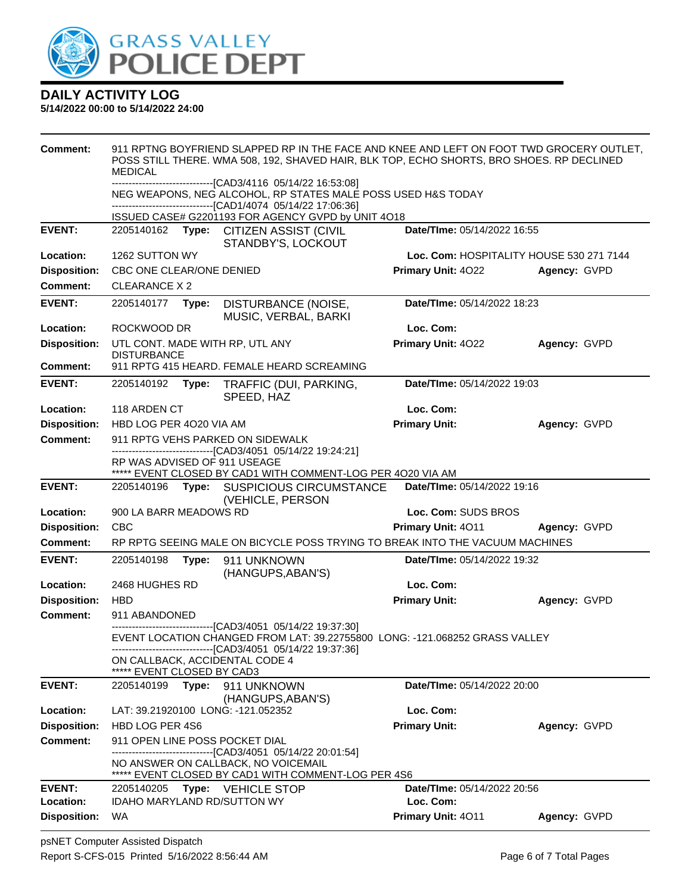# GRASS VALLEY POLICE DEPT

## DAILY ACTIVITY LOG

**5/14/2022 00:00 to 5/14/2022 24:00**

**Comment:** 911 RPTNG BOYFRIEND SLAPPED RP IN THE FACE AND KNEE AND LEFT ON FOOT TWD GROCERY OUTLET, POSS STILL THERE. WMA 508, 192, SHAVED HAIR, BLK TOP, ECHO SHORTS, BRO SHOES. RP DECLINED MEDICAL
------------------------------[CAD3/4116 05/14/22 16:53:08]
NEG WEAPONS, NEG ALCOHOL, RP STATES MALE POSS USED H&S TODAY
------------------------------[CAD1/4074 05/14/22 17:06:36]
ISSUED CASE# G2201193 FOR AGENCY GVPD by UNIT 4O18

---

**EVENT:** 2205140162 **Type:** CITIZEN ASSIST (CIVIL STANDBY'S, LOCKOUT **Date/TIme:** 05/14/2022 16:55
**Location:** 1262 SUTTON WY **Loc. Com:** HOSPITALITY HOUSE 530 271 7144
**Disposition:** CBC ONE CLEAR/ONE DENIED **Primary Unit:** 4O22 **Agency:** GVPD
**Comment:** CLEARANCE X 2

---

**EVENT:** 2205140177 **Type:** DISTURBANCE (NOISE, MUSIC, VERBAL, BARKI **Date/TIme:** 05/14/2022 18:23
**Location:** ROCKWOOD DR **Loc. Com:**
**Disposition:** UTL CONT. MADE WITH RP, UTL ANY DISTURBANCE **Primary Unit:** 4O22 **Agency:** GVPD
**Comment:** 911 RPTG 415 HEARD. FEMALE HEARD SCREAMING

---

**EVENT:** 2205140192 **Type:** TRAFFIC (DUI, PARKING, SPEED, HAZ **Date/TIme:** 05/14/2022 19:03
**Location:** 118 ARDEN CT **Loc. Com:**
**Disposition:** HBD LOG PER 4O20 VIA AM **Primary Unit:** **Agency:** GVPD
**Comment:** 911 RPTG VEHS PARKED ON SIDEWALK
------------------------------[CAD3/4051 05/14/22 19:24:21]
RP WAS ADVISED OF 911 USEAGE
***** EVENT CLOSED BY CAD1 WITH COMMENT-LOG PER 4O20 VIA AM

---

**EVENT:** 2205140196 **Type:** SUSPICIOUS CIRCUMSTANCE (VEHICLE, PERSON **Date/TIme:** 05/14/2022 19:16
**Location:** 900 LA BARR MEADOWS RD **Loc. Com:** SUDS BROS
**Disposition:** CBC **Primary Unit:** 4O11 **Agency:** GVPD
**Comment:** RP RPTG SEEING MALE ON BICYCLE POSS TRYING TO BREAK INTO THE VACUUM MACHINES

---

**EVENT:** 2205140198 **Type:** 911 UNKNOWN (HANGUPS,ABAN'S) **Date/TIme:** 05/14/2022 19:32
**Location:** 2468 HUGHES RD **Loc. Com:**
**Disposition:** HBD **Primary Unit:** **Agency:** GVPD
**Comment:** 911 ABANDONED
------------------------------[CAD3/4051 05/14/22 19:37:30]
EVENT LOCATION CHANGED FROM LAT: 39.22755800 LONG: -121.068252 GRASS VALLEY
------------------------------[CAD3/4051 05/14/22 19:37:36]
ON CALLBACK, ACCIDENTAL CODE 4
***** EVENT CLOSED BY CAD3

---

**EVENT:** 2205140199 **Type:** 911 UNKNOWN (HANGUPS,ABAN'S) **Date/TIme:** 05/14/2022 20:00
**Location:** LAT: 39.21920100 LONG: -121.052352 **Loc. Com:**
**Disposition:** HBD LOG PER 4S6 **Primary Unit:** **Agency:** GVPD
**Comment:** 911 OPEN LINE POSS POCKET DIAL
------------------------------[CAD3/4051 05/14/22 20:01:54]
NO ANSWER ON CALLBACK, NO VOICEMAIL
***** EVENT CLOSED BY CAD1 WITH COMMENT-LOG PER 4S6

---

**EVENT:** 2205140205 **Type:** VEHICLE STOP **Date/TIme:** 05/14/2022 20:56
**Location:** IDAHO MARYLAND RD/SUTTON WY **Loc. Com:**
**Disposition:** WA **Primary Unit:** 4O11 **Agency:** GVPD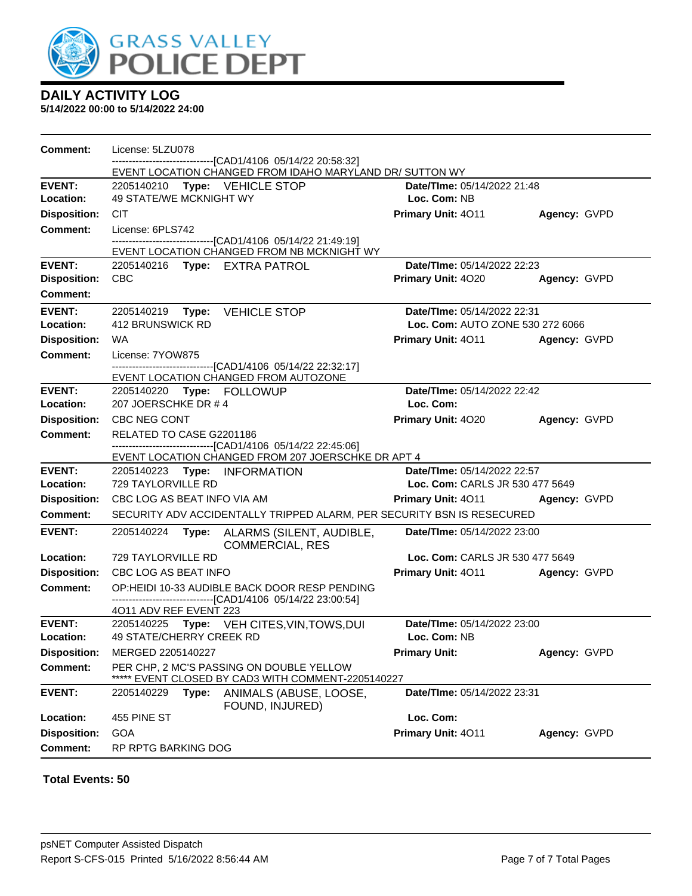GRASS VALLEY POLICE DEPT

## DAILY ACTIVITY LOG

**5/14/2022 00:00 to 5/14/2022 24:00**

**Comment:** License: 5LZU078
------------------------------[CAD1/4106 05/14/22 20:58:32]
EVENT LOCATION CHANGED FROM IDAHO MARYLAND DR/ SUTTON WY

---

**EVENT:** 2205140210 **Type:** VEHICLE STOP | **Date/TIme:** 05/14/2022 21:48
**Location:** 49 STATE/WE MCKNIGHT WY | **Loc. Com:** NB
**Disposition:** CIT | **Primary Unit:** 4O11 | **Agency:** GVPD
**Comment:** License: 6PLS742
------------------------------[CAD1/4106 05/14/22 21:49:19]
EVENT LOCATION CHANGED FROM NB MCKNIGHT WY

---

**EVENT:** 2205140216 **Type:** EXTRA PATROL | **Date/TIme:** 05/14/2022 22:23
**Disposition:** CBC | **Primary Unit:** 4O20 | **Agency:** GVPD
**Comment:**

---

**EVENT:** 2205140219 **Type:** VEHICLE STOP | **Date/TIme:** 05/14/2022 22:31
**Location:** 412 BRUNSWICK RD | **Loc. Com:** AUTO ZONE 530 272 6066
**Disposition:** WA | **Primary Unit:** 4O11 | **Agency:** GVPD
**Comment:** License: 7YOW875
------------------------------[CAD1/4106 05/14/22 22:32:17]
EVENT LOCATION CHANGED FROM AUTOZONE

---

**EVENT:** 2205140220 **Type:** FOLLOWUP | **Date/TIme:** 05/14/2022 22:42
**Location:** 207 JOERSCHKE DR # 4 | **Loc. Com:**
**Disposition:** CBC NEG CONT | **Primary Unit:** 4O20 | **Agency:** GVPD
**Comment:** RELATED TO CASE G2201186
------------------------------[CAD1/4106 05/14/22 22:45:06]
EVENT LOCATION CHANGED FROM 207 JOERSCHKE DR APT 4

---

**EVENT:** 2205140223 **Type:** INFORMATION | **Date/TIme:** 05/14/2022 22:57
**Location:** 729 TAYLORVILLE RD | **Loc. Com:** CARLS JR 530 477 5649
**Disposition:** CBC LOG AS BEAT INFO VIA AM | **Primary Unit:** 4O11 | **Agency:** GVPD
**Comment:** SECURITY ADV ACCIDENTALLY TRIPPED ALARM, PER SECURITY BSN IS RESECURED

---

**EVENT:** 2205140224 **Type:** ALARMS (SILENT, AUDIBLE, COMMERCIAL, RES | **Date/TIme:** 05/14/2022 23:00
**Location:** 729 TAYLORVILLE RD | **Loc. Com:** CARLS JR 530 477 5649
**Disposition:** CBC LOG AS BEAT INFO | **Primary Unit:** 4O11 | **Agency:** GVPD
**Comment:** OP:HEIDI 10-33 AUDIBLE BACK DOOR RESP PENDING
------------------------------[CAD1/4106 05/14/22 23:00:54]
4O11 ADV REF EVENT 223

---

**EVENT:** 2205140225 **Type:** VEH CITES,VIN,TOWS,DUI | **Date/TIme:** 05/14/2022 23:00
**Location:** 49 STATE/CHERRY CREEK RD | **Loc. Com:** NB
**Disposition:** MERGED 2205140227 | **Primary Unit:** | **Agency:** GVPD
**Comment:** PER CHP, 2 MC'S PASSING ON DOUBLE YELLOW
***** EVENT CLOSED BY CAD3 WITH COMMENT-2205140227

---

**EVENT:** 2205140229 **Type:** ANIMALS (ABUSE, LOOSE, FOUND, INJURED) | **Date/TIme:** 05/14/2022 23:31
**Location:** 455 PINE ST | **Loc. Com:**
**Disposition:** GOA | **Primary Unit:** 4O11 | **Agency:** GVPD
**Comment:** RP RPTG BARKING DOG

---

**Total Events: 50**

psNET Computer Assisted Dispatch
Report S-CFS-015 Printed 5/16/2022 8:56:44 AM